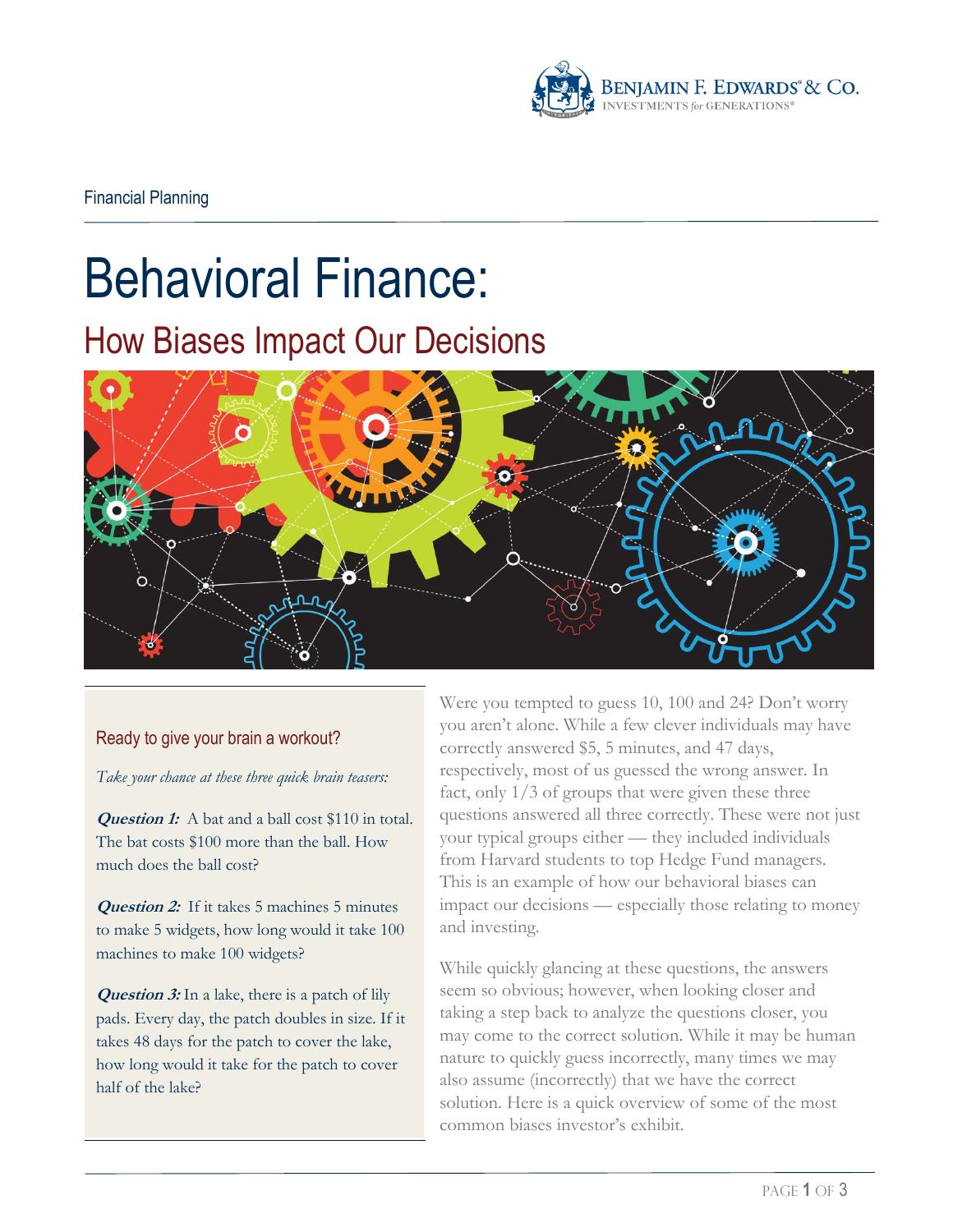Financial Planning

# Behavioral Finance:

## How Biases Impact Our Decisions

### Ready to give your brain a workout?

*Take your chance at these three quick brain teasers:*

***Question 1:*** A bat and a ball cost $110 in total. The bat costs $100 more than the ball. How much does the ball cost?

***Question 2:*** If it takes 5 machines 5 minutes to make 5 widgets, how long would it take 100 machines to make 100 widgets?

***Question 3:*** In a lake, there is a patch of lily pads. Every day, the patch doubles in size. If it takes 48 days for the patch to cover the lake, how long would it take for the patch to cover half of the lake?

Were you tempted to guess 10, 100 and 24? Don't worry you aren't alone. While a few clever individuals may have correctly answered $5, 5 minutes, and 47 days, respectively, most of us guessed the wrong answer. In fact, only 1/3 of groups that were given these three questions answered all three correctly. These were not just your typical groups either — they included individuals from Harvard students to top Hedge Fund managers. This is an example of how our behavioral biases can impact our decisions — especially those relating to money and investing.

While quickly glancing at these questions, the answers seem so obvious; however, when looking closer and taking a step back to analyze the questions closer, you may come to the correct solution. While it may be human nature to quickly guess incorrectly, many times we may also assume (incorrectly) that we have the correct solution. Here is a quick overview of some of the most common biases investor's exhibit.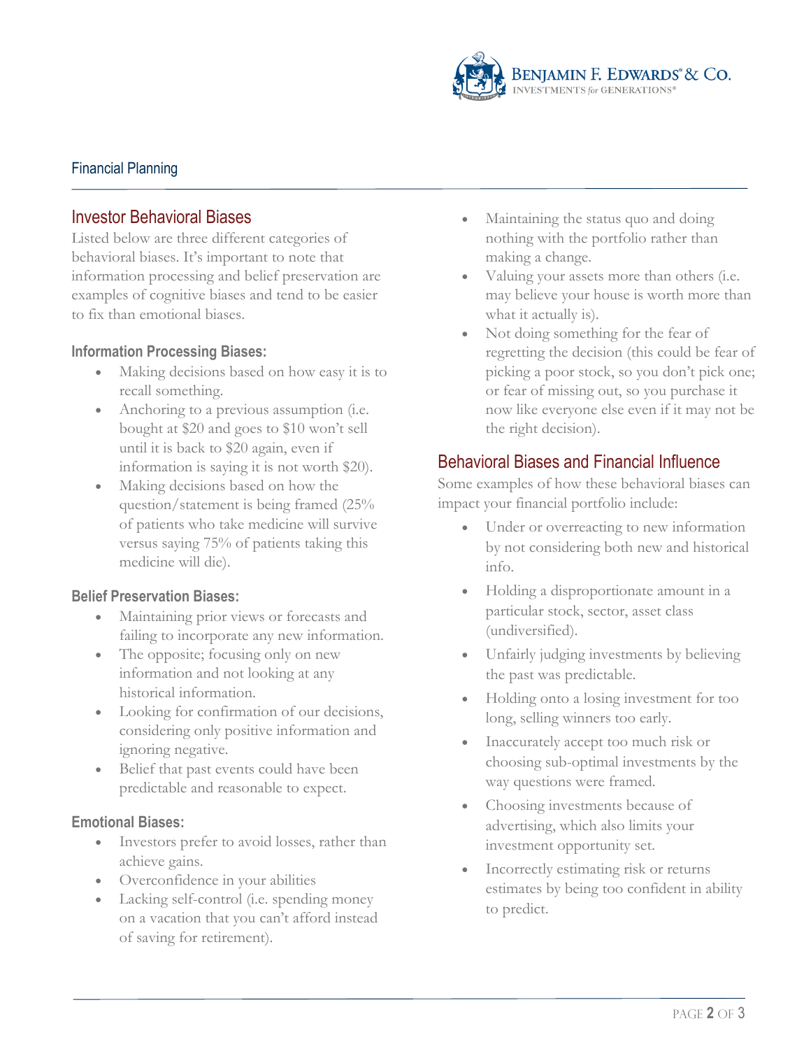## Financial Planning

### Investor Behavioral Biases

Listed below are three different categories of behavioral biases. It's important to note that information processing and belief preservation are examples of cognitive biases and tend to be easier to fix than emotional biases.

#### Information Processing Biases:

- Making decisions based on how easy it is to recall something.
- Anchoring to a previous assumption (i.e. bought at $20 and goes to $10 won't sell until it is back to $20 again, even if information is saying it is not worth $20).
- Making decisions based on how the question/statement is being framed (25% of patients who take medicine will survive versus saying 75% of patients taking this medicine will die).

#### Belief Preservation Biases:

- Maintaining prior views or forecasts and failing to incorporate any new information.
- The opposite; focusing only on new information and not looking at any historical information.
- Looking for confirmation of our decisions, considering only positive information and ignoring negative.
- Belief that past events could have been predictable and reasonable to expect.

#### Emotional Biases:

- Investors prefer to avoid losses, rather than achieve gains.
- Overconfidence in your abilities
- Lacking self-control (i.e. spending money on a vacation that you can't afford instead of saving for retirement).
- Maintaining the status quo and doing nothing with the portfolio rather than making a change.
- Valuing your assets more than others (i.e. may believe your house is worth more than what it actually is).
- Not doing something for the fear of regretting the decision (this could be fear of picking a poor stock, so you don't pick one; or fear of missing out, so you purchase it now like everyone else even if it may not be the right decision).

### Behavioral Biases and Financial Influence

Some examples of how these behavioral biases can impact your financial portfolio include:

- Under or overreacting to new information by not considering both new and historical info.
- Holding a disproportionate amount in a particular stock, sector, asset class (undiversified).
- Unfairly judging investments by believing the past was predictable.
- Holding onto a losing investment for too long, selling winners too early.
- Inaccurately accept too much risk or choosing sub-optimal investments by the way questions were framed.
- Choosing investments because of advertising, which also limits your investment opportunity set.
- Incorrectly estimating risk or returns estimates by being too confident in ability to predict.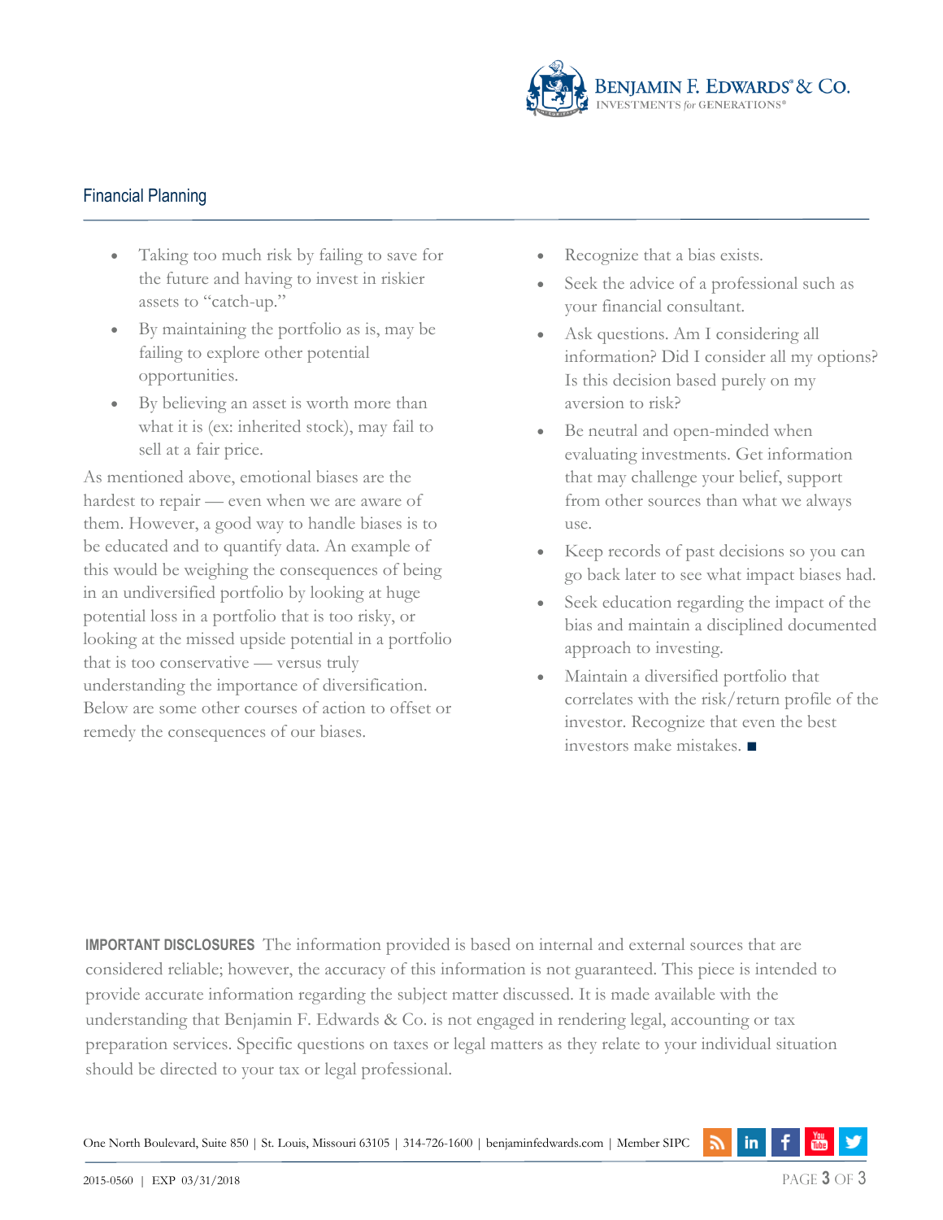## Financial Planning

- Taking too much risk by failing to save for the future and having to invest in riskier assets to "catch-up."
- By maintaining the portfolio as is, may be failing to explore other potential opportunities.
- By believing an asset is worth more than what it is (ex: inherited stock), may fail to sell at a fair price.

As mentioned above, emotional biases are the hardest to repair — even when we are aware of them. However, a good way to handle biases is to be educated and to quantify data. An example of this would be weighing the consequences of being in an undiversified portfolio by looking at huge potential loss in a portfolio that is too risky, or looking at the missed upside potential in a portfolio that is too conservative — versus truly understanding the importance of diversification. Below are some other courses of action to offset or remedy the consequences of our biases.

- Recognize that a bias exists.
- Seek the advice of a professional such as your financial consultant.
- Ask questions. Am I considering all information? Did I consider all my options? Is this decision based purely on my aversion to risk?
- Be neutral and open-minded when evaluating investments. Get information that may challenge your belief, support from other sources than what we always use.
- Keep records of past decisions so you can go back later to see what impact biases had.
- Seek education regarding the impact of the bias and maintain a disciplined documented approach to investing.
- Maintain a diversified portfolio that correlates with the risk/return profile of the investor. Recognize that even the best investors make mistakes. ■

**IMPORTANT DISCLOSURES** The information provided is based on internal and external sources that are considered reliable; however, the accuracy of this information is not guaranteed. This piece is intended to provide accurate information regarding the subject matter discussed. It is made available with the understanding that Benjamin F. Edwards & Co. is not engaged in rendering legal, accounting or tax preparation services. Specific questions on taxes or legal matters as they relate to your individual situation should be directed to your tax or legal professional.

One North Boulevard, Suite 850 | St. Louis, Missouri 63105 | 314-726-1600 | benjaminfedwards.com | Member SIPC

2015-0560 | EXP 03/31/2018